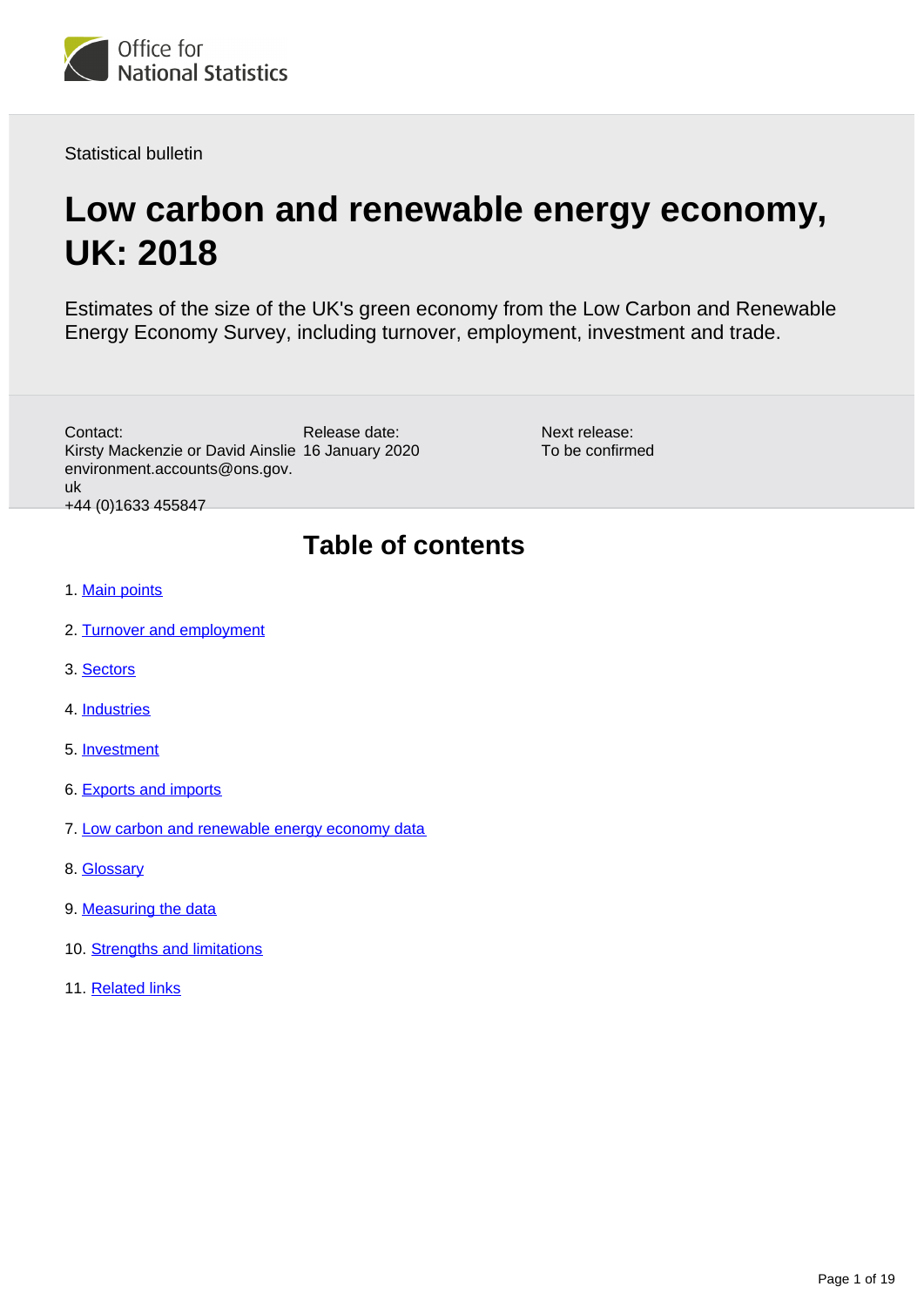Office for National Statistics

Statistical bulletin

# Low carbon and renewable energy economy, UK: 2018

Estimates of the size of the UK's green economy from the Low Carbon and Renewable Energy Economy Survey, including turnover, employment, investment and trade.

Contact:
Kirsty Mackenzie or David Ainslie
environment.accounts@ons.gov.uk
+44 (0)1633 455847

Release date:
16 January 2020

Next release:
To be confirmed

## Table of contents

1. Main points
2. Turnover and employment
3. Sectors
4. Industries
5. Investment
6. Exports and imports
7. Low carbon and renewable energy economy data
8. Glossary
9. Measuring the data
10. Strengths and limitations
11. Related links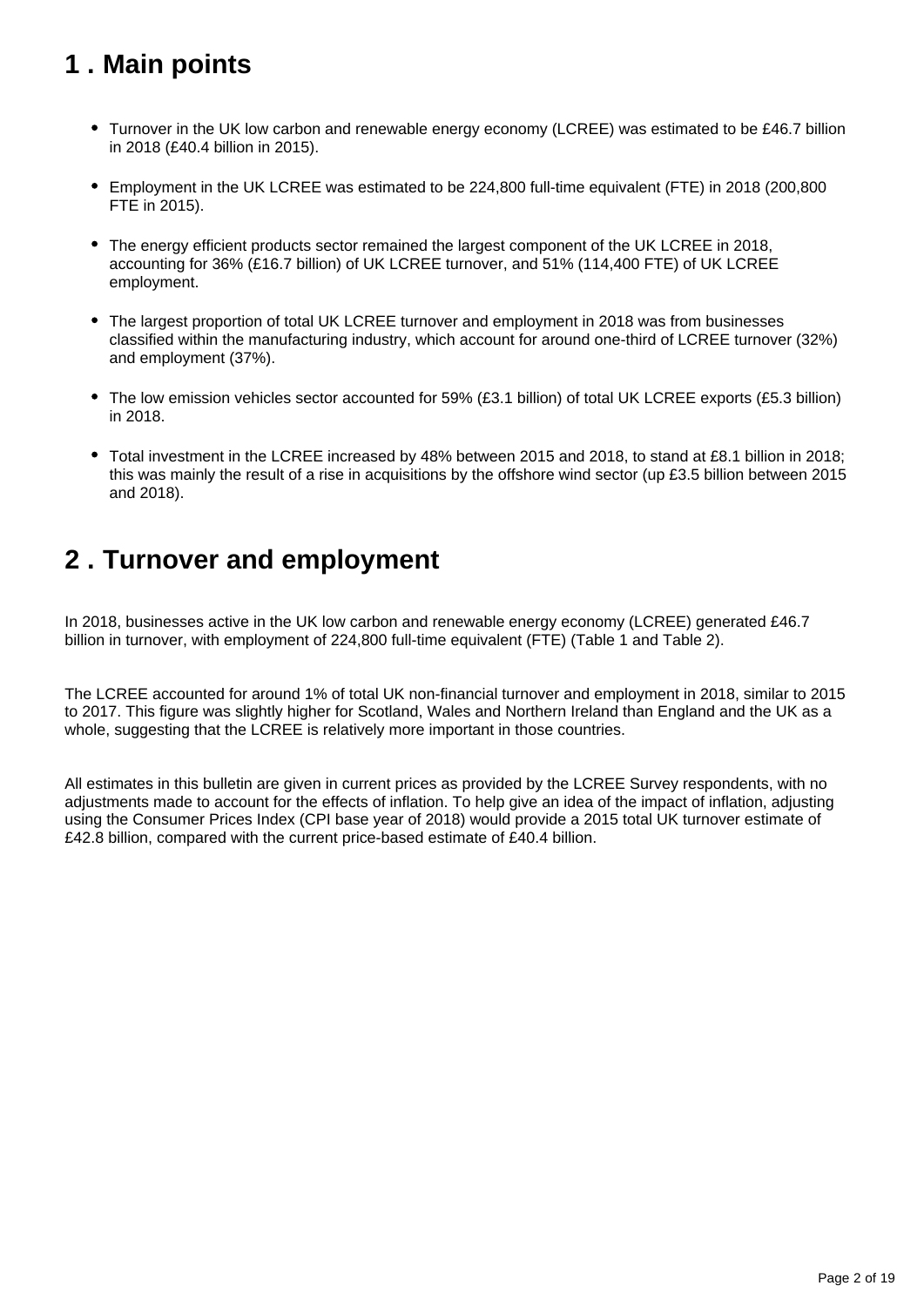## 1 . Main points

- Turnover in the UK low carbon and renewable energy economy (LCREE) was estimated to be £46.7 billion in 2018 (£40.4 billion in 2015).
- Employment in the UK LCREE was estimated to be 224,800 full-time equivalent (FTE) in 2018 (200,800 FTE in 2015).
- The energy efficient products sector remained the largest component of the UK LCREE in 2018, accounting for 36% (£16.7 billion) of UK LCREE turnover, and 51% (114,400 FTE) of UK LCREE employment.
- The largest proportion of total UK LCREE turnover and employment in 2018 was from businesses classified within the manufacturing industry, which account for around one-third of LCREE turnover (32%) and employment (37%).
- The low emission vehicles sector accounted for 59% (£3.1 billion) of total UK LCREE exports (£5.3 billion) in 2018.
- Total investment in the LCREE increased by 48% between 2015 and 2018, to stand at £8.1 billion in 2018; this was mainly the result of a rise in acquisitions by the offshore wind sector (up £3.5 billion between 2015 and 2018).

## 2 . Turnover and employment

In 2018, businesses active in the UK low carbon and renewable energy economy (LCREE) generated £46.7 billion in turnover, with employment of 224,800 full-time equivalent (FTE) (Table 1 and Table 2).

The LCREE accounted for around 1% of total UK non-financial turnover and employment in 2018, similar to 2015 to 2017. This figure was slightly higher for Scotland, Wales and Northern Ireland than England and the UK as a whole, suggesting that the LCREE is relatively more important in those countries.

All estimates in this bulletin are given in current prices as provided by the LCREE Survey respondents, with no adjustments made to account for the effects of inflation. To help give an idea of the impact of inflation, adjusting using the Consumer Prices Index (CPI base year of 2018) would provide a 2015 total UK turnover estimate of £42.8 billion, compared with the current price-based estimate of £40.4 billion.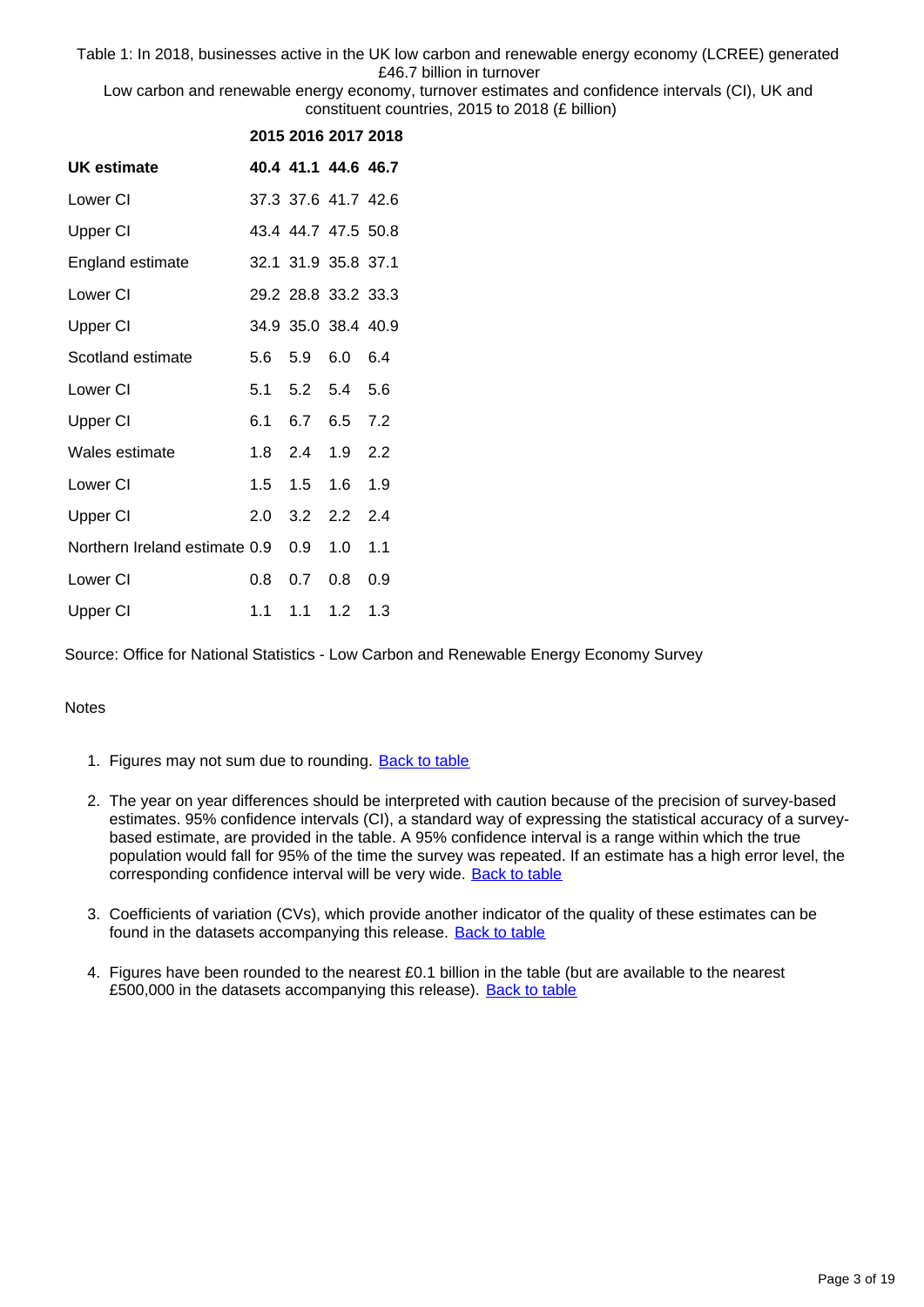Table 1: In 2018, businesses active in the UK low carbon and renewable energy economy (LCREE) generated £46.7 billion in turnover

Low carbon and renewable energy economy, turnover estimates and confidence intervals (CI), UK and constituent countries, 2015 to 2018 (£ billion)

| | 2015 | 2016 | 2017 | 2018 |
|---|---|---|---|---|
| **UK estimate** | **40.4** | **41.1** | **44.6** | **46.7** |
| Lower CI | 37.3 | 37.6 | 41.7 | 42.6 |
| Upper CI | 43.4 | 44.7 | 47.5 | 50.8 |
| England estimate | 32.1 | 31.9 | 35.8 | 37.1 |
| Lower CI | 29.2 | 28.8 | 33.2 | 33.3 |
| Upper CI | 34.9 | 35.0 | 38.4 | 40.9 |
| Scotland estimate | 5.6 | 5.9 | 6.0 | 6.4 |
| Lower CI | 5.1 | 5.2 | 5.4 | 5.6 |
| Upper CI | 6.1 | 6.7 | 6.5 | 7.2 |
| Wales estimate | 1.8 | 2.4 | 1.9 | 2.2 |
| Lower CI | 1.5 | 1.5 | 1.6 | 1.9 |
| Upper CI | 2.0 | 3.2 | 2.2 | 2.4 |
| Northern Ireland estimate | 0.9 | 0.9 | 1.0 | 1.1 |
| Lower CI | 0.8 | 0.7 | 0.8 | 0.9 |
| Upper CI | 1.1 | 1.1 | 1.2 | 1.3 |

Source: Office for National Statistics - Low Carbon and Renewable Energy Economy Survey

Notes

1. Figures may not sum due to rounding. Back to table
2. The year on year differences should be interpreted with caution because of the precision of survey-based estimates. 95% confidence intervals (CI), a standard way of expressing the statistical accuracy of a survey-based estimate, are provided in the table. A 95% confidence interval is a range within which the true population would fall for 95% of the time the survey was repeated. If an estimate has a high error level, the corresponding confidence interval will be very wide. Back to table
3. Coefficients of variation (CVs), which provide another indicator of the quality of these estimates can be found in the datasets accompanying this release. Back to table
4. Figures have been rounded to the nearest £0.1 billion in the table (but are available to the nearest £500,000 in the datasets accompanying this release). Back to table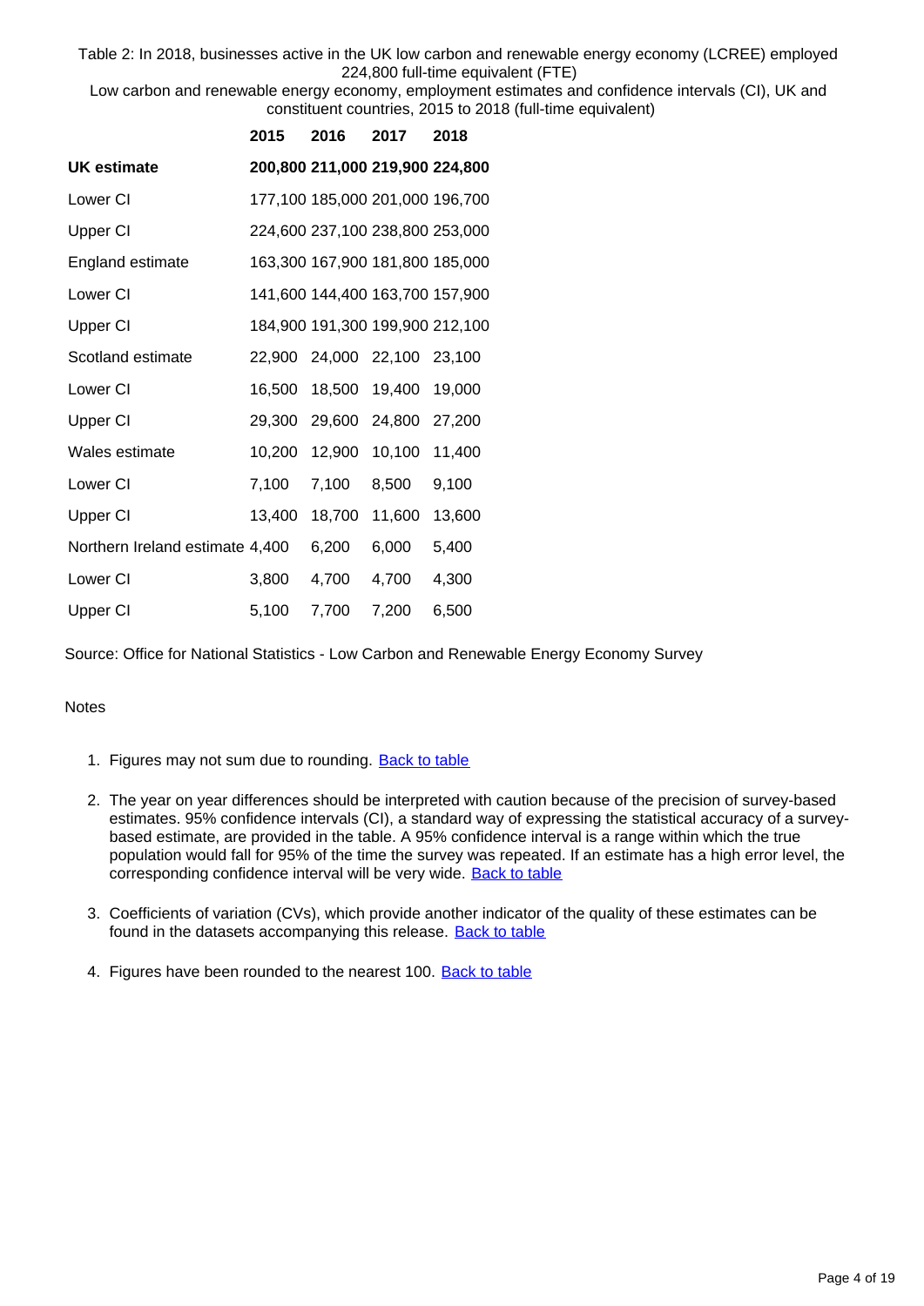Table 2: In 2018, businesses active in the UK low carbon and renewable energy economy (LCREE) employed 224,800 full-time equivalent (FTE)

Low carbon and renewable energy economy, employment estimates and confidence intervals (CI), UK and constituent countries, 2015 to 2018 (full-time equivalent)

| | 2015 | 2016 | 2017 | 2018 |
|---|---|---|---|---|
| **UK estimate** | **200,800** | **211,000** | **219,900** | **224,800** |
| Lower CI | 177,100 | 185,000 | 201,000 | 196,700 |
| Upper CI | 224,600 | 237,100 | 238,800 | 253,000 |
| England estimate | 163,300 | 167,900 | 181,800 | 185,000 |
| Lower CI | 141,600 | 144,400 | 163,700 | 157,900 |
| Upper CI | 184,900 | 191,300 | 199,900 | 212,100 |
| Scotland estimate | 22,900 | 24,000 | 22,100 | 23,100 |
| Lower CI | 16,500 | 18,500 | 19,400 | 19,000 |
| Upper CI | 29,300 | 29,600 | 24,800 | 27,200 |
| Wales estimate | 10,200 | 12,900 | 10,100 | 11,400 |
| Lower CI | 7,100 | 7,100 | 8,500 | 9,100 |
| Upper CI | 13,400 | 18,700 | 11,600 | 13,600 |
| Northern Ireland estimate | 4,400 | 6,200 | 6,000 | 5,400 |
| Lower CI | 3,800 | 4,700 | 4,700 | 4,300 |
| Upper CI | 5,100 | 7,700 | 7,200 | 6,500 |

Source: Office for National Statistics - Low Carbon and Renewable Energy Economy Survey

Notes

1. Figures may not sum due to rounding. Back to table
2. The year on year differences should be interpreted with caution because of the precision of survey-based estimates. 95% confidence intervals (CI), a standard way of expressing the statistical accuracy of a survey-based estimate, are provided in the table. A 95% confidence interval is a range within which the true population would fall for 95% of the time the survey was repeated. If an estimate has a high error level, the corresponding confidence interval will be very wide. Back to table
3. Coefficients of variation (CVs), which provide another indicator of the quality of these estimates can be found in the datasets accompanying this release. Back to table
4. Figures have been rounded to the nearest 100. Back to table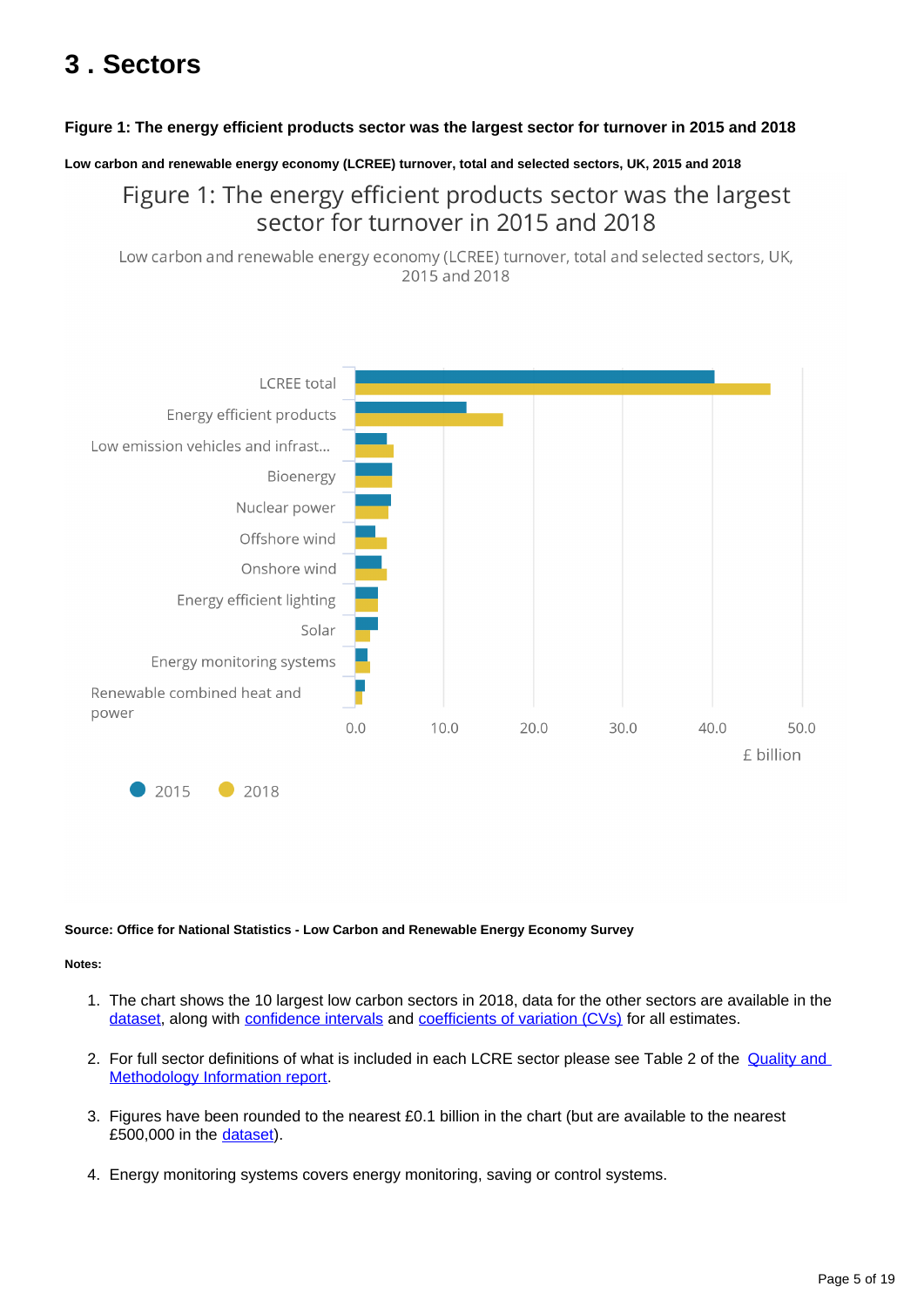# 3 . Sectors

**Figure 1: The energy efficient products sector was the largest sector for turnover in 2015 and 2018**

**Low carbon and renewable energy economy (LCREE) turnover, total and selected sectors, UK, 2015 and 2018**

Figure 1: The energy efficient products sector was the largest sector for turnover in 2015 and 2018

Low carbon and renewable energy economy (LCREE) turnover, total and selected sectors, UK, 2015 and 2018

LCREE total
Energy efficient products
Low emission vehicles and infrast...
Bioenergy
Nuclear power
Offshore wind
Onshore wind
Energy efficient lighting
Solar
Energy monitoring systems
Renewable combined heat and power

0.0 10.0 20.0 30.0 40.0 50.0

£ billion

2015 2018

**Source: Office for National Statistics - Low Carbon and Renewable Energy Economy Survey**

**Notes:**

1. The chart shows the 10 largest low carbon sectors in 2018, data for the other sectors are available in the dataset, along with confidence intervals and coefficients of variation (CVs) for all estimates.

2. For full sector definitions of what is included in each LCRE sector please see Table 2 of the Quality and Methodology Information report.

3. Figures have been rounded to the nearest £0.1 billion in the chart (but are available to the nearest £500,000 in the dataset).

4. Energy monitoring systems covers energy monitoring, saving or control systems.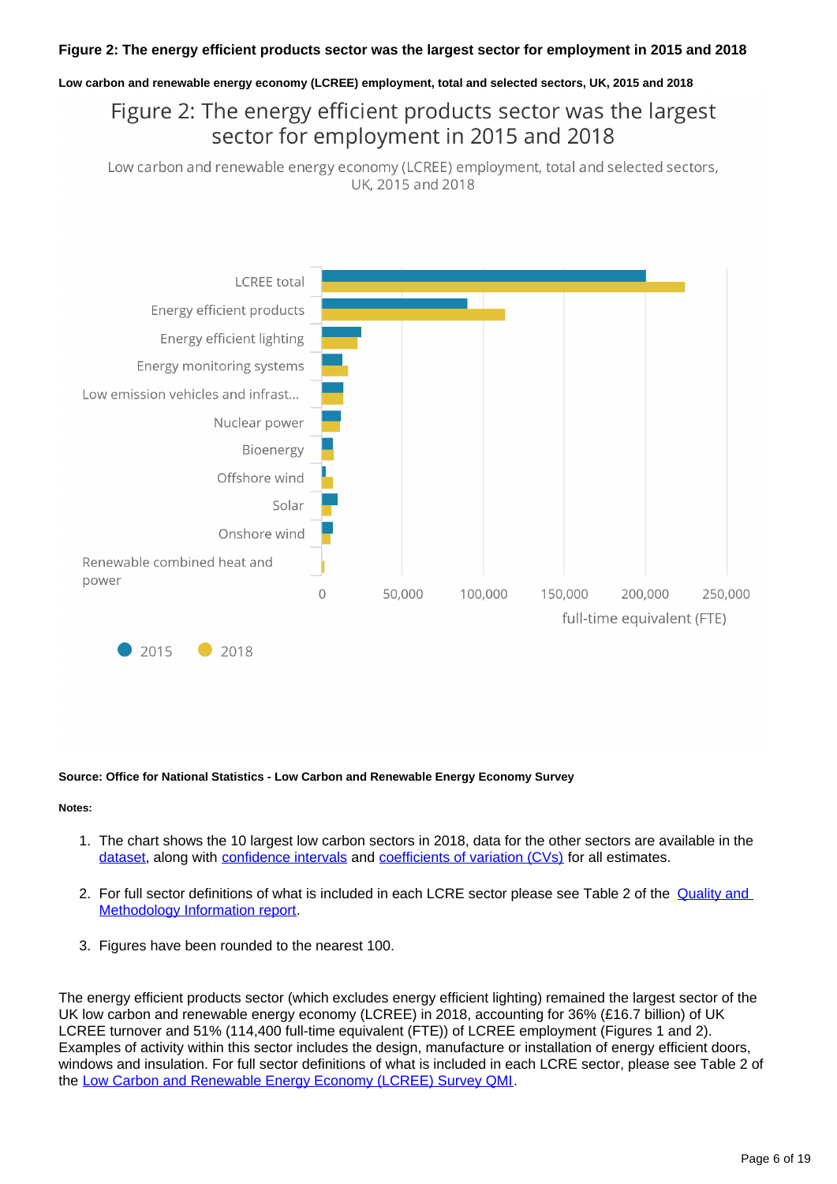**Figure 2: The energy efficient products sector was the largest sector for employment in 2015 and 2018**

**Low carbon and renewable energy economy (LCREE) employment, total and selected sectors, UK, 2015 and 2018**

Figure 2: The energy efficient products sector was the largest sector for employment in 2015 and 2018

Low carbon and renewable energy economy (LCREE) employment, total and selected sectors, UK, 2015 and 2018

LCREE total
Energy efficient products
Energy efficient lighting
Energy monitoring systems
Low emission vehicles and infrast...
Nuclear power
Bioenergy
Offshore wind
Solar
Onshore wind
Renewable combined heat and power

0 50,000 100,000 150,000 200,000 250,000

full-time equivalent (FTE)

2015 2018

**Source: Office for National Statistics - Low Carbon and Renewable Energy Economy Survey**

**Notes:**

1. The chart shows the 10 largest low carbon sectors in 2018, data for the other sectors are available in the dataset, along with confidence intervals and coefficients of variation (CVs) for all estimates.
2. For full sector definitions of what is included in each LCRE sector please see Table 2 of the Quality and Methodology Information report.
3. Figures have been rounded to the nearest 100.

The energy efficient products sector (which excludes energy efficient lighting) remained the largest sector of the UK low carbon and renewable energy economy (LCREE) in 2018, accounting for 36% (£16.7 billion) of UK LCREE turnover and 51% (114,400 full-time equivalent (FTE)) of LCREE employment (Figures 1 and 2). Examples of activity within this sector includes the design, manufacture or installation of energy efficient doors, windows and insulation. For full sector definitions of what is included in each LCRE sector, please see Table 2 of the Low Carbon and Renewable Energy Economy (LCREE) Survey QMI.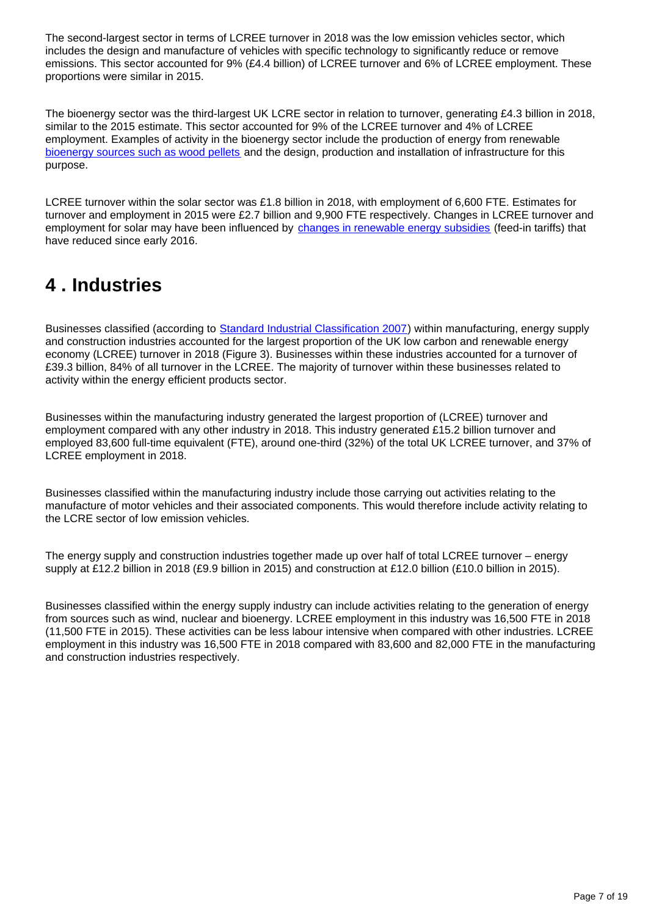The second-largest sector in terms of LCREE turnover in 2018 was the low emission vehicles sector, which includes the design and manufacture of vehicles with specific technology to significantly reduce or remove emissions. This sector accounted for 9% (£4.4 billion) of LCREE turnover and 6% of LCREE employment. These proportions were similar in 2015.

The bioenergy sector was the third-largest UK LCRE sector in relation to turnover, generating £4.3 billion in 2018, similar to the 2015 estimate. This sector accounted for 9% of the LCREE turnover and 4% of LCREE employment. Examples of activity in the bioenergy sector include the production of energy from renewable bioenergy sources such as wood pellets and the design, production and installation of infrastructure for this purpose.

LCREE turnover within the solar sector was £1.8 billion in 2018, with employment of 6,600 FTE. Estimates for turnover and employment in 2015 were £2.7 billion and 9,900 FTE respectively. Changes in LCREE turnover and employment for solar may have been influenced by changes in renewable energy subsidies (feed-in tariffs) that have reduced since early 2016.

# 4 . Industries

Businesses classified (according to Standard Industrial Classification 2007) within manufacturing, energy supply and construction industries accounted for the largest proportion of the UK low carbon and renewable energy economy (LCREE) turnover in 2018 (Figure 3). Businesses within these industries accounted for a turnover of £39.3 billion, 84% of all turnover in the LCREE. The majority of turnover within these businesses related to activity within the energy efficient products sector.

Businesses within the manufacturing industry generated the largest proportion of (LCREE) turnover and employment compared with any other industry in 2018. This industry generated £15.2 billion turnover and employed 83,600 full-time equivalent (FTE), around one-third (32%) of the total UK LCREE turnover, and 37% of LCREE employment in 2018.

Businesses classified within the manufacturing industry include those carrying out activities relating to the manufacture of motor vehicles and their associated components. This would therefore include activity relating to the LCRE sector of low emission vehicles.

The energy supply and construction industries together made up over half of total LCREE turnover – energy supply at £12.2 billion in 2018 (£9.9 billion in 2015) and construction at £12.0 billion (£10.0 billion in 2015).

Businesses classified within the energy supply industry can include activities relating to the generation of energy from sources such as wind, nuclear and bioenergy. LCREE employment in this industry was 16,500 FTE in 2018 (11,500 FTE in 2015). These activities can be less labour intensive when compared with other industries. LCREE employment in this industry was 16,500 FTE in 2018 compared with 83,600 and 82,000 FTE in the manufacturing and construction industries respectively.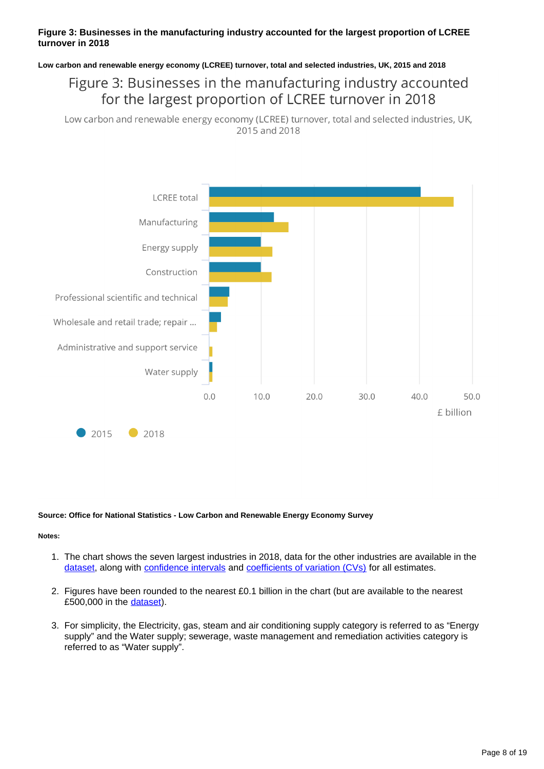**Figure 3: Businesses in the manufacturing industry accounted for the largest proportion of LCREE turnover in 2018**

**Low carbon and renewable energy economy (LCREE) turnover, total and selected industries, UK, 2015 and 2018**

Figure 3: Businesses in the manufacturing industry accounted for the largest proportion of LCREE turnover in 2018

Low carbon and renewable energy economy (LCREE) turnover, total and selected industries, UK, 2015 and 2018

LCREE total
Manufacturing
Energy supply
Construction
Professional scientific and technical
Wholesale and retail trade; repair ...
Administrative and support service
Water supply

0.0 10.0 20.0 30.0 40.0 50.0

£ billion

2015 2018

**Source: Office for National Statistics - Low Carbon and Renewable Energy Economy Survey**

**Notes:**

1. The chart shows the seven largest industries in 2018, data for the other industries are available in the dataset, along with confidence intervals and coefficients of variation (CVs) for all estimates.

2. Figures have been rounded to the nearest £0.1 billion in the chart (but are available to the nearest £500,000 in the dataset).

3. For simplicity, the Electricity, gas, steam and air conditioning supply category is referred to as "Energy supply" and the Water supply; sewerage, waste management and remediation activities category is referred to as "Water supply".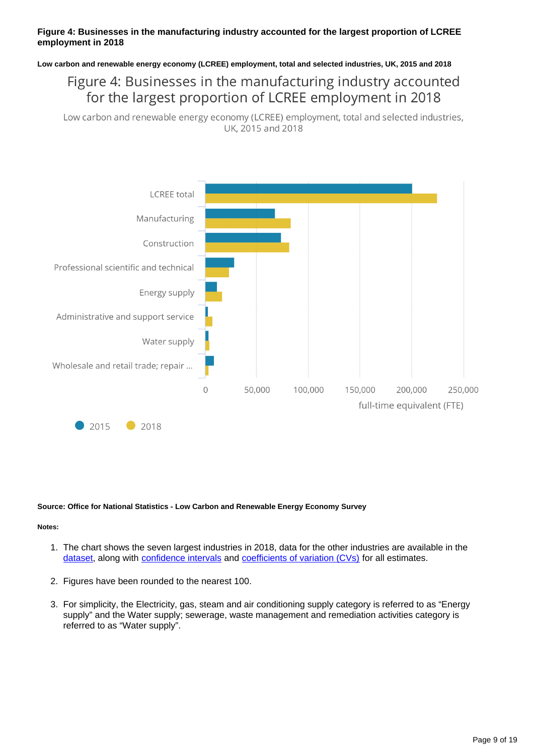**Figure 4: Businesses in the manufacturing industry accounted for the largest proportion of LCREE employment in 2018**

**Low carbon and renewable energy economy (LCREE) employment, total and selected industries, UK, 2015 and 2018**

Figure 4: Businesses in the manufacturing industry accounted for the largest proportion of LCREE employment in 2018

Low carbon and renewable energy economy (LCREE) employment, total and selected industries, UK, 2015 and 2018

LCREE total

Manufacturing

Construction

Professional scientific and technical

Energy supply

Administrative and support service

Water supply

Wholesale and retail trade; repair ...

0 50,000 100,000 150,000 200,000 250,000

full-time equivalent (FTE)

2015 2018

**Source: Office for National Statistics - Low Carbon and Renewable Energy Economy Survey**

**Notes:**

1. The chart shows the seven largest industries in 2018, data for the other industries are available in the dataset, along with confidence intervals and coefficients of variation (CVs) for all estimates.

2. Figures have been rounded to the nearest 100.

3. For simplicity, the Electricity, gas, steam and air conditioning supply category is referred to as "Energy supply" and the Water supply; sewerage, waste management and remediation activities category is referred to as "Water supply".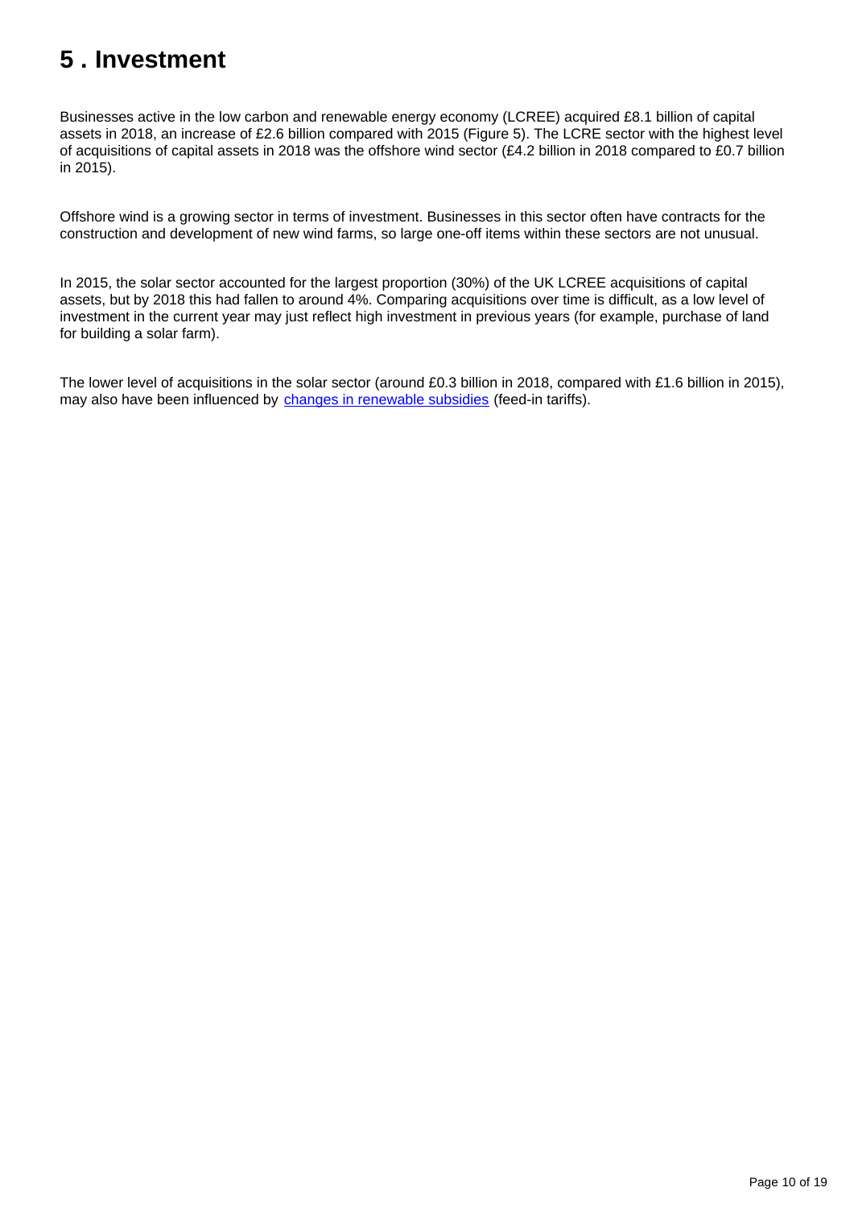# 5 . Investment

Businesses active in the low carbon and renewable energy economy (LCREE) acquired £8.1 billion of capital assets in 2018, an increase of £2.6 billion compared with 2015 (Figure 5). The LCRE sector with the highest level of acquisitions of capital assets in 2018 was the offshore wind sector (£4.2 billion in 2018 compared to £0.7 billion in 2015).

Offshore wind is a growing sector in terms of investment. Businesses in this sector often have contracts for the construction and development of new wind farms, so large one-off items within these sectors are not unusual.

In 2015, the solar sector accounted for the largest proportion (30%) of the UK LCREE acquisitions of capital assets, but by 2018 this had fallen to around 4%. Comparing acquisitions over time is difficult, as a low level of investment in the current year may just reflect high investment in previous years (for example, purchase of land for building a solar farm).

The lower level of acquisitions in the solar sector (around £0.3 billion in 2018, compared with £1.6 billion in 2015), may also have been influenced by changes in renewable subsidies (feed-in tariffs).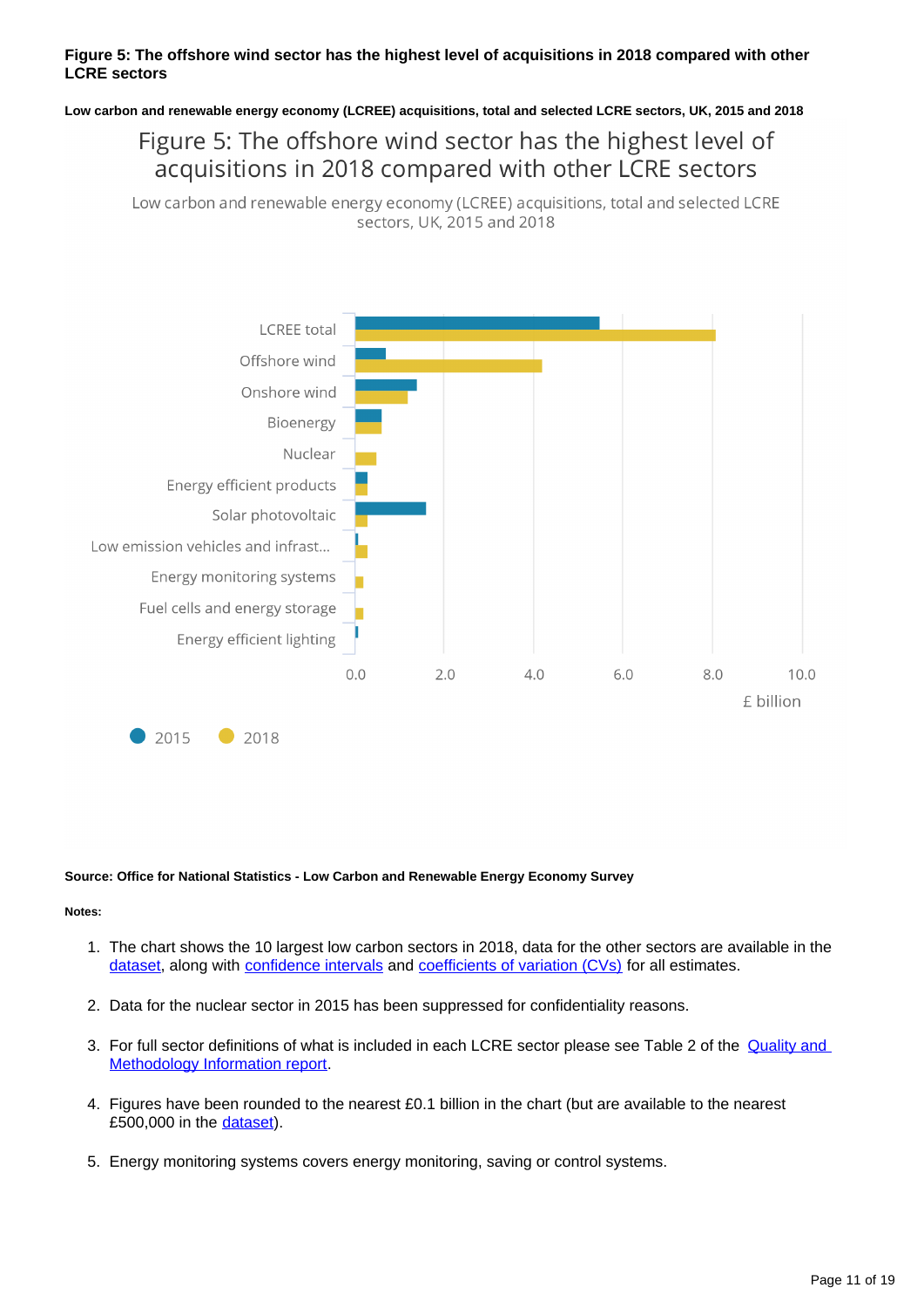**Figure 5: The offshore wind sector has the highest level of acquisitions in 2018 compared with other LCRE sectors**

**Low carbon and renewable energy economy (LCREE) acquisitions, total and selected LCRE sectors, UK, 2015 and 2018**

Figure 5: The offshore wind sector has the highest level of acquisitions in 2018 compared with other LCRE sectors

Low carbon and renewable energy economy (LCREE) acquisitions, total and selected LCRE sectors, UK, 2015 and 2018

LCREE total
Offshore wind
Onshore wind
Bioenergy
Nuclear
Energy efficient products
Solar photovoltaic
Low emission vehicles and infrast...
Energy monitoring systems
Fuel cells and energy storage
Energy efficient lighting

0.0 2.0 4.0 6.0 8.0 10.0

£ billion

2015 2018

**Source: Office for National Statistics - Low Carbon and Renewable Energy Economy Survey**

**Notes:**

1. The chart shows the 10 largest low carbon sectors in 2018, data for the other sectors are available in the dataset, along with confidence intervals and coefficients of variation (CVs) for all estimates.
2. Data for the nuclear sector in 2015 has been suppressed for confidentiality reasons.
3. For full sector definitions of what is included in each LCRE sector please see Table 2 of the Quality and Methodology Information report.
4. Figures have been rounded to the nearest £0.1 billion in the chart (but are available to the nearest £500,000 in the dataset).
5. Energy monitoring systems covers energy monitoring, saving or control systems.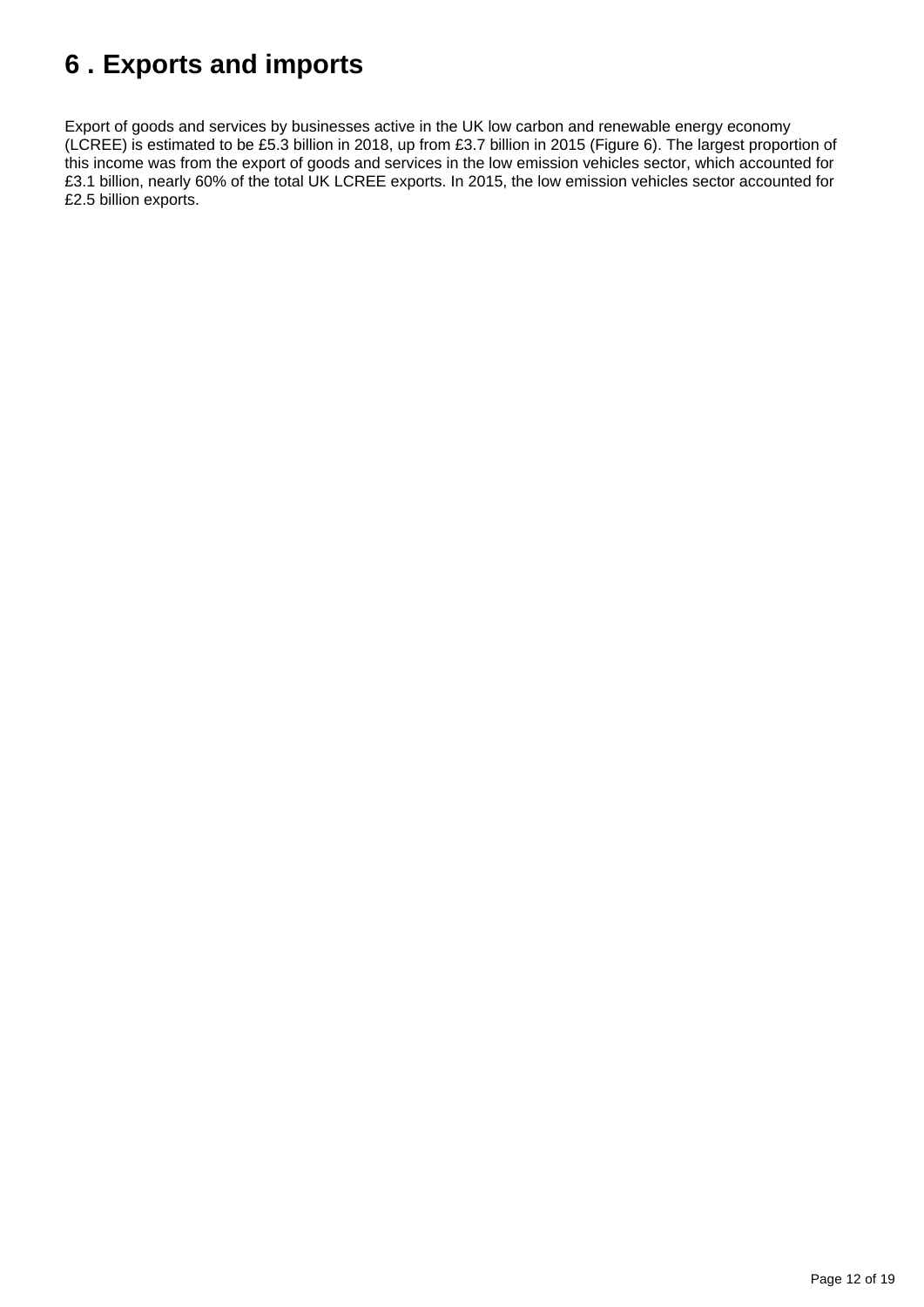# 6 . Exports and imports

Export of goods and services by businesses active in the UK low carbon and renewable energy economy (LCREE) is estimated to be £5.3 billion in 2018, up from £3.7 billion in 2015 (Figure 6). The largest proportion of this income was from the export of goods and services in the low emission vehicles sector, which accounted for £3.1 billion, nearly 60% of the total UK LCREE exports. In 2015, the low emission vehicles sector accounted for £2.5 billion exports.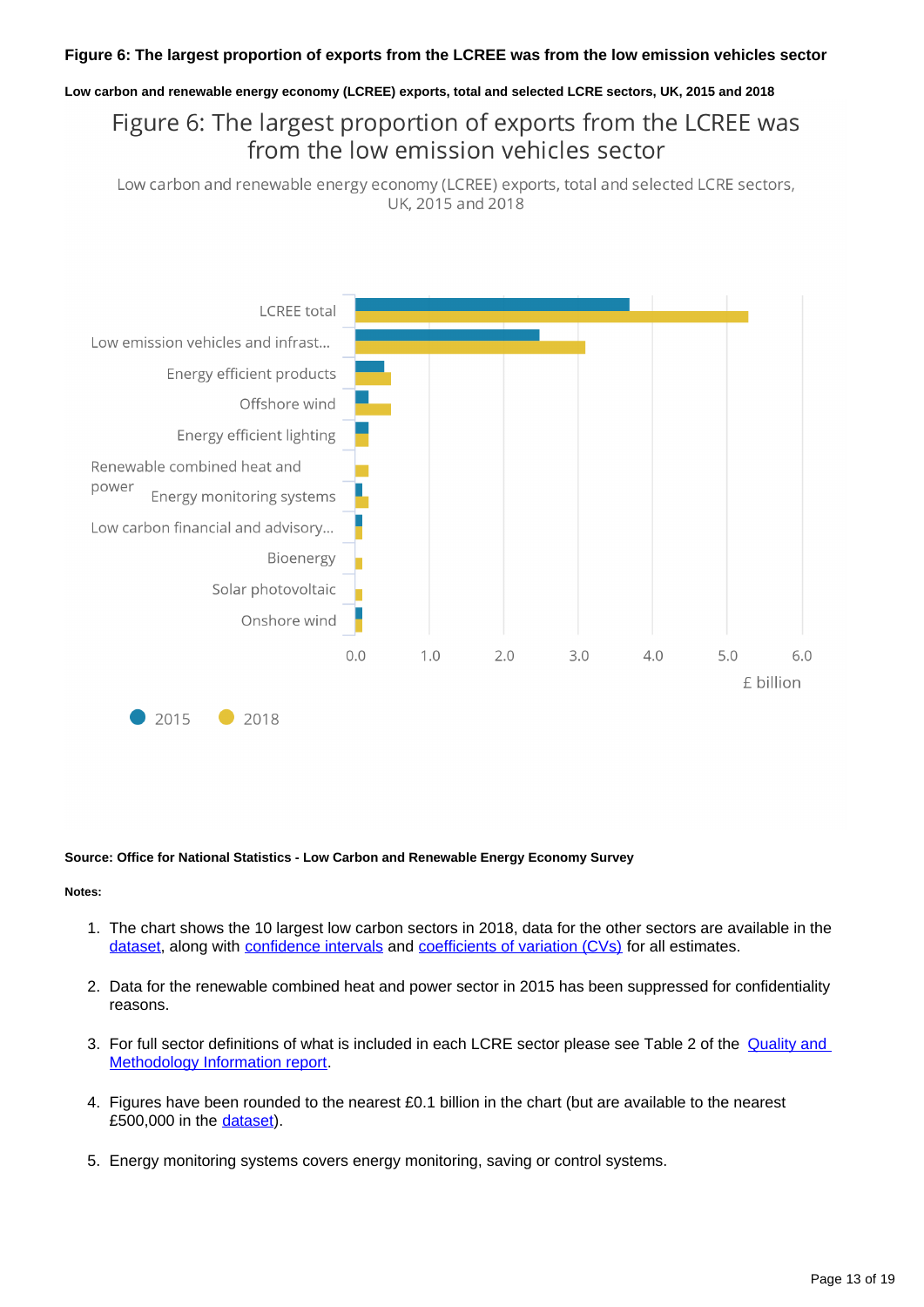**Figure 6: The largest proportion of exports from the LCREE was from the low emission vehicles sector**

**Low carbon and renewable energy economy (LCREE) exports, total and selected LCRE sectors, UK, 2015 and 2018**

Figure 6: The largest proportion of exports from the LCREE was from the low emission vehicles sector

Low carbon and renewable energy economy (LCREE) exports, total and selected LCRE sectors, UK, 2015 and 2018

| Sector | 2015 (£ billion) | 2018 (£ billion) |
|---|---|---|
| LCREE total | 3.7 | 5.3 |
| Low emission vehicles and infrast... | 2.5 | 3.1 |
| Energy efficient products | 0.4 | 0.5 |
| Offshore wind | 0.2 | 0.5 |
| Energy efficient lighting | 0.2 | 0.2 |
| Renewable combined heat and power | | 0.2 |
| Energy monitoring systems | 0.1 | 0.2 |
| Low carbon financial and advisory... | 0.1 | 0.1 |
| Bioenergy | | 0.1 |
| Solar photovoltaic | | 0.1 |
| Onshore wind | 0.1 | 0.1 |

**Source: Office for National Statistics - Low Carbon and Renewable Energy Economy Survey**

**Notes:**

1. The chart shows the 10 largest low carbon sectors in 2018, data for the other sectors are available in the dataset, along with confidence intervals and coefficients of variation (CVs) for all estimates.

2. Data for the renewable combined heat and power sector in 2015 has been suppressed for confidentiality reasons.

3. For full sector definitions of what is included in each LCRE sector please see Table 2 of the Quality and Methodology Information report.

4. Figures have been rounded to the nearest £0.1 billion in the chart (but are available to the nearest £500,000 in the dataset).

5. Energy monitoring systems covers energy monitoring, saving or control systems.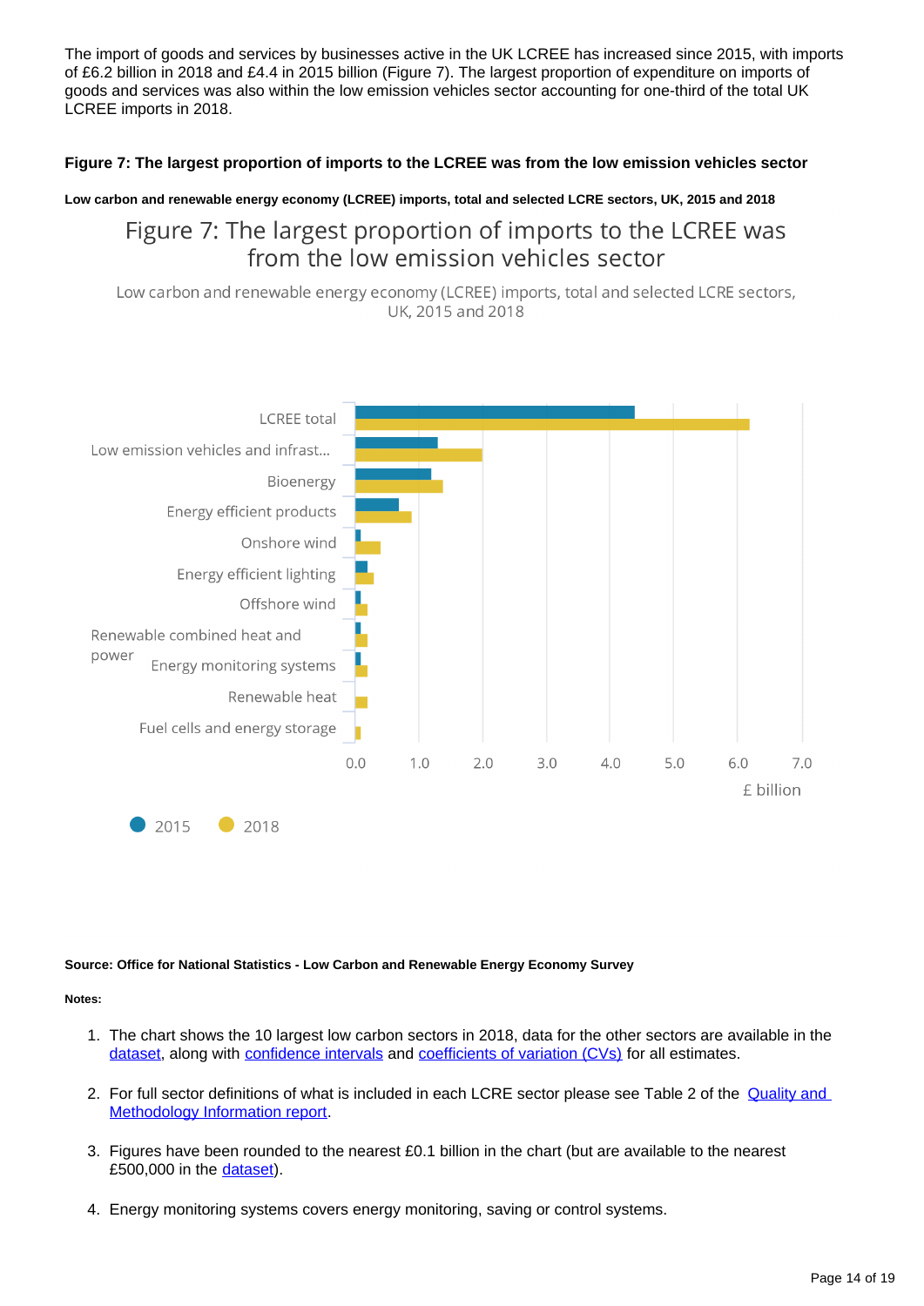The import of goods and services by businesses active in the UK LCREE has increased since 2015, with imports of £6.2 billion in 2018 and £4.4 in 2015 billion (Figure 7). The largest proportion of expenditure on imports of goods and services was also within the low emission vehicles sector accounting for one-third of the total UK LCREE imports in 2018.

### Figure 7: The largest proportion of imports to the LCREE was from the low emission vehicles sector

**Low carbon and renewable energy economy (LCREE) imports, total and selected LCRE sectors, UK, 2015 and 2018**

Figure 7: The largest proportion of imports to the LCREE was from the low emission vehicles sector

Low carbon and renewable energy economy (LCREE) imports, total and selected LCRE sectors, UK, 2015 and 2018

| Sector | 2015 (£ billion) | 2018 (£ billion) |
|---|---|---|
| LCREE total | 4.4 | 6.2 |
| Low emission vehicles and infrast... | 1.3 | 2.0 |
| Bioenergy | 1.2 | 1.4 |
| Energy efficient products | 0.7 | 0.9 |
| Onshore wind | 0.1 | 0.4 |
| Energy efficient lighting | 0.2 | 0.3 |
| Offshore wind | 0.1 | 0.2 |
| Renewable combined heat and power | 0.1 | 0.2 |
| Energy monitoring systems | 0.1 | 0.2 |
| Renewable heat | | 0.2 |
| Fuel cells and energy storage | | 0.1 |

**Source: Office for National Statistics - Low Carbon and Renewable Energy Economy Survey**

**Notes:**

1. The chart shows the 10 largest low carbon sectors in 2018, data for the other sectors are available in the dataset, along with confidence intervals and coefficients of variation (CVs) for all estimates.
2. For full sector definitions of what is included in each LCRE sector please see Table 2 of the Quality and Methodology Information report.
3. Figures have been rounded to the nearest £0.1 billion in the chart (but are available to the nearest £500,000 in the dataset).
4. Energy monitoring systems covers energy monitoring, saving or control systems.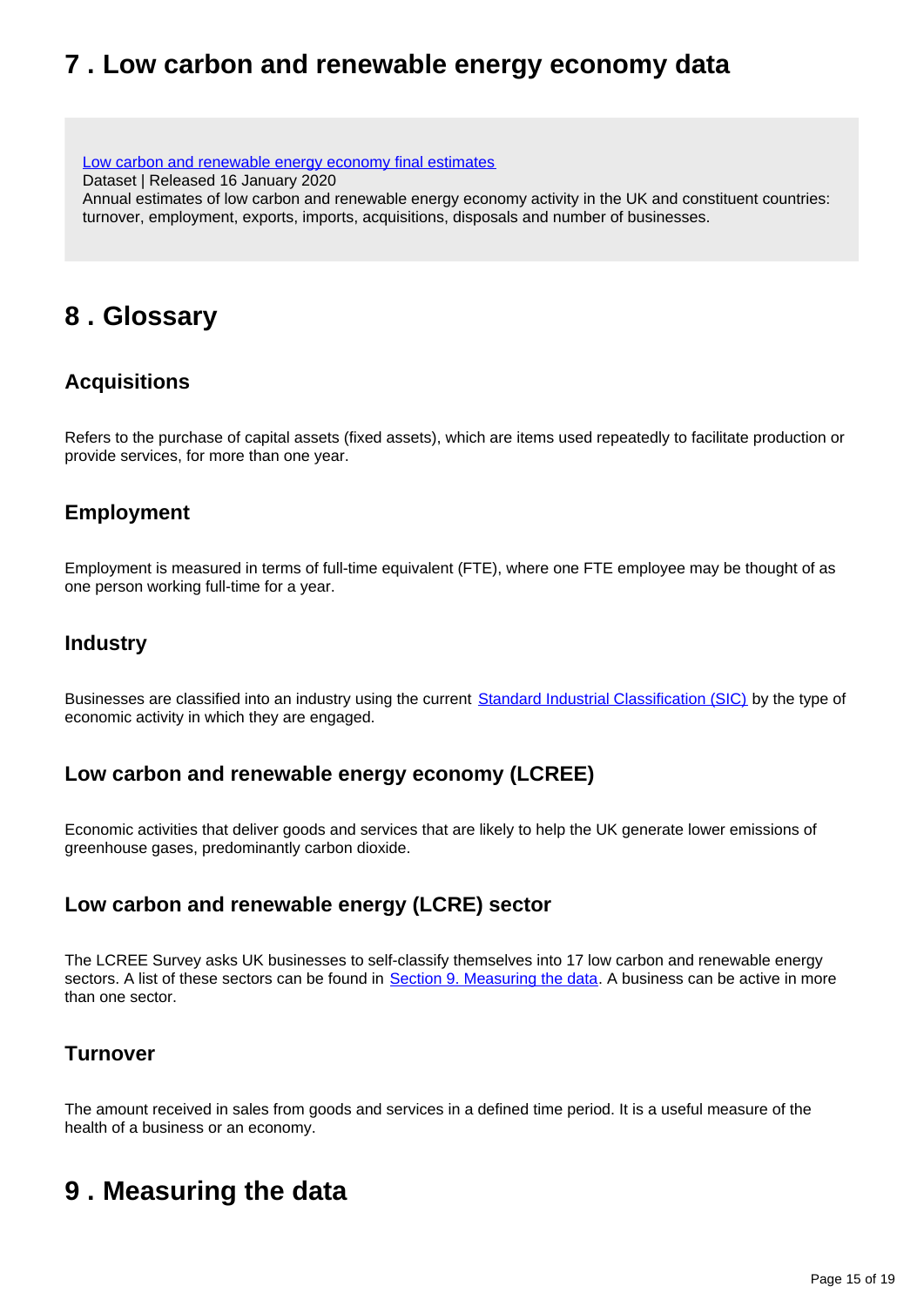## 7 . Low carbon and renewable energy economy data

[Low carbon and renewable energy economy final estimates](#)
Dataset | Released 16 January 2020
Annual estimates of low carbon and renewable energy economy activity in the UK and constituent countries: turnover, employment, exports, imports, acquisitions, disposals and number of businesses.

## 8 . Glossary

### Acquisitions

Refers to the purchase of capital assets (fixed assets), which are items used repeatedly to facilitate production or provide services, for more than one year.

### Employment

Employment is measured in terms of full-time equivalent (FTE), where one FTE employee may be thought of as one person working full-time for a year.

### Industry

Businesses are classified into an industry using the current [Standard Industrial Classification (SIC)](#) by the type of economic activity in which they are engaged.

### Low carbon and renewable energy economy (LCREE)

Economic activities that deliver goods and services that are likely to help the UK generate lower emissions of greenhouse gases, predominantly carbon dioxide.

### Low carbon and renewable energy (LCRE) sector

The LCREE Survey asks UK businesses to self-classify themselves into 17 low carbon and renewable energy sectors. A list of these sectors can be found in [Section 9. Measuring the data](#). A business can be active in more than one sector.

### Turnover

The amount received in sales from goods and services in a defined time period. It is a useful measure of the health of a business or an economy.

## 9 . Measuring the data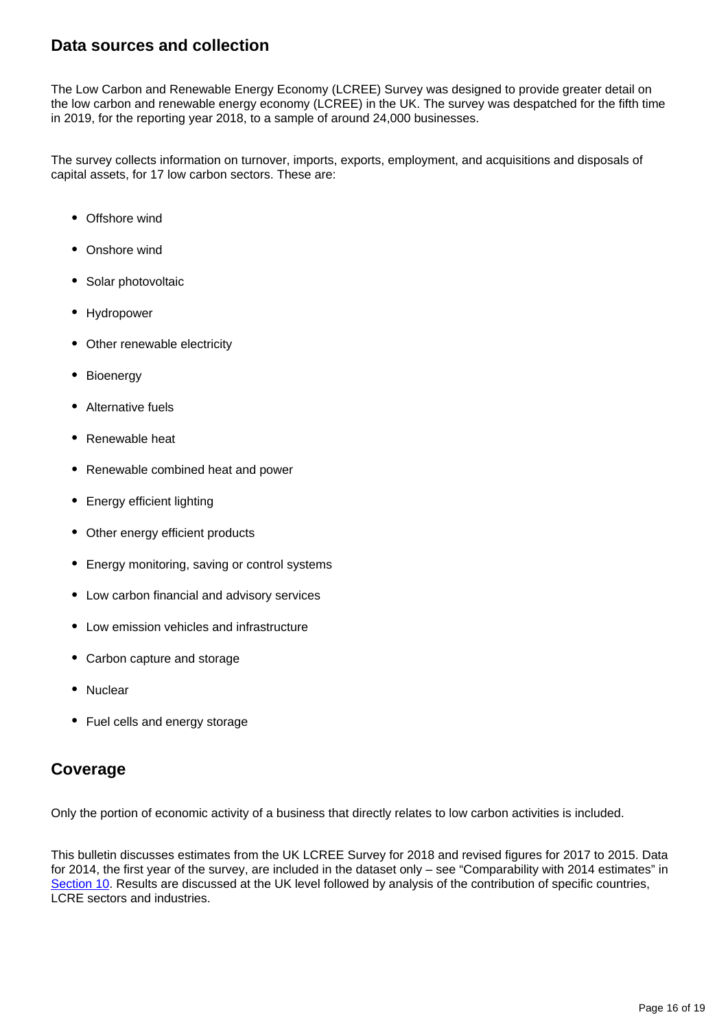## Data sources and collection

The Low Carbon and Renewable Energy Economy (LCREE) Survey was designed to provide greater detail on the low carbon and renewable energy economy (LCREE) in the UK. The survey was despatched for the fifth time in 2019, for the reporting year 2018, to a sample of around 24,000 businesses.

The survey collects information on turnover, imports, exports, employment, and acquisitions and disposals of capital assets, for 17 low carbon sectors. These are:

- Offshore wind
- Onshore wind
- Solar photovoltaic
- Hydropower
- Other renewable electricity
- Bioenergy
- Alternative fuels
- Renewable heat
- Renewable combined heat and power
- Energy efficient lighting
- Other energy efficient products
- Energy monitoring, saving or control systems
- Low carbon financial and advisory services
- Low emission vehicles and infrastructure
- Carbon capture and storage
- Nuclear
- Fuel cells and energy storage

## Coverage

Only the portion of economic activity of a business that directly relates to low carbon activities is included.

This bulletin discusses estimates from the UK LCREE Survey for 2018 and revised figures for 2017 to 2015. Data for 2014, the first year of the survey, are included in the dataset only – see "Comparability with 2014 estimates" in [Section 10](). Results are discussed at the UK level followed by analysis of the contribution of specific countries, LCRE sectors and industries.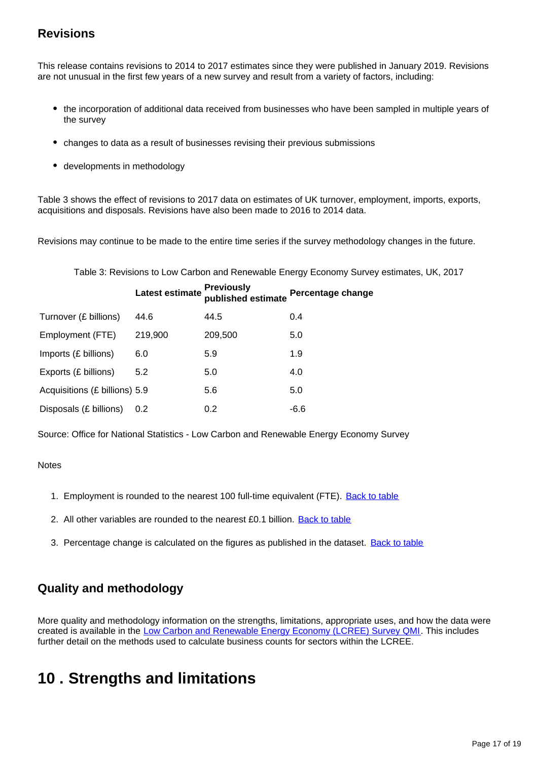### Revisions

This release contains revisions to 2014 to 2017 estimates since they were published in January 2019. Revisions are not unusual in the first few years of a new survey and result from a variety of factors, including:

- the incorporation of additional data received from businesses who have been sampled in multiple years of the survey
- changes to data as a result of businesses revising their previous submissions
- developments in methodology

Table 3 shows the effect of revisions to 2017 data on estimates of UK turnover, employment, imports, exports, acquisitions and disposals. Revisions have also been made to 2016 to 2014 data.

Revisions may continue to be made to the entire time series if the survey methodology changes in the future.

Table 3: Revisions to Low Carbon and Renewable Energy Economy Survey estimates, UK, 2017

| | Latest estimate | Previously published estimate | Percentage change |
|---|---|---|---|
| Turnover (£ billions) | 44.6 | 44.5 | 0.4 |
| Employment (FTE) | 219,900 | 209,500 | 5.0 |
| Imports (£ billions) | 6.0 | 5.9 | 1.9 |
| Exports (£ billions) | 5.2 | 5.0 | 4.0 |
| Acquisitions (£ billions) | 5.9 | 5.6 | 5.0 |
| Disposals (£ billions) | 0.2 | 0.2 | -6.6 |

Source: Office for National Statistics - Low Carbon and Renewable Energy Economy Survey

Notes

1. Employment is rounded to the nearest 100 full-time equivalent (FTE). Back to table
2. All other variables are rounded to the nearest £0.1 billion. Back to table
3. Percentage change is calculated on the figures as published in the dataset. Back to table

### Quality and methodology

More quality and methodology information on the strengths, limitations, appropriate uses, and how the data were created is available in the Low Carbon and Renewable Energy Economy (LCREE) Survey QMI. This includes further detail on the methods used to calculate business counts for sectors within the LCREE.

## 10 . Strengths and limitations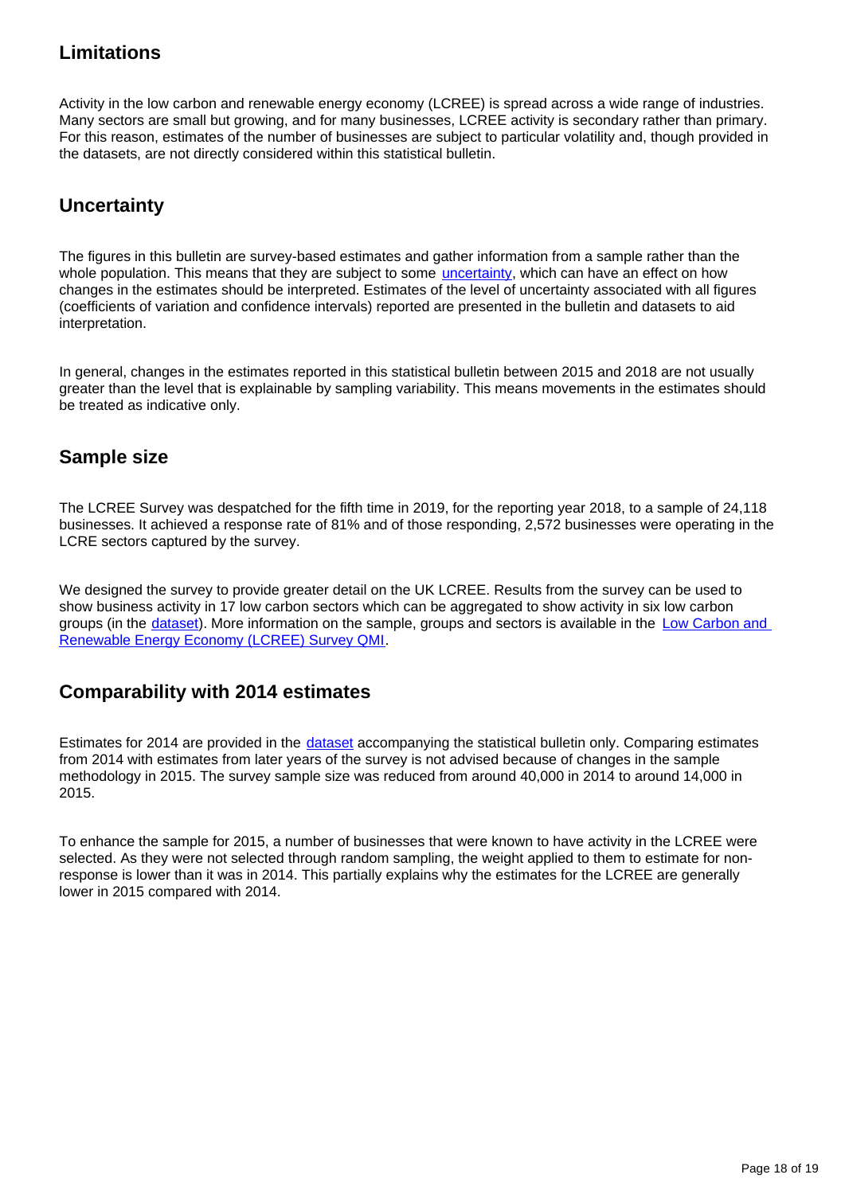## Limitations

Activity in the low carbon and renewable energy economy (LCREE) is spread across a wide range of industries. Many sectors are small but growing, and for many businesses, LCREE activity is secondary rather than primary. For this reason, estimates of the number of businesses are subject to particular volatility and, though provided in the datasets, are not directly considered within this statistical bulletin.

## Uncertainty

The figures in this bulletin are survey-based estimates and gather information from a sample rather than the whole population. This means that they are subject to some uncertainty, which can have an effect on how changes in the estimates should be interpreted. Estimates of the level of uncertainty associated with all figures (coefficients of variation and confidence intervals) reported are presented in the bulletin and datasets to aid interpretation.

In general, changes in the estimates reported in this statistical bulletin between 2015 and 2018 are not usually greater than the level that is explainable by sampling variability. This means movements in the estimates should be treated as indicative only.

## Sample size

The LCREE Survey was despatched for the fifth time in 2019, for the reporting year 2018, to a sample of 24,118 businesses. It achieved a response rate of 81% and of those responding, 2,572 businesses were operating in the LCRE sectors captured by the survey.

We designed the survey to provide greater detail on the UK LCREE. Results from the survey can be used to show business activity in 17 low carbon sectors which can be aggregated to show activity in six low carbon groups (in the dataset). More information on the sample, groups and sectors is available in the Low Carbon and Renewable Energy Economy (LCREE) Survey QMI.

## Comparability with 2014 estimates

Estimates for 2014 are provided in the dataset accompanying the statistical bulletin only. Comparing estimates from 2014 with estimates from later years of the survey is not advised because of changes in the sample methodology in 2015. The survey sample size was reduced from around 40,000 in 2014 to around 14,000 in 2015.

To enhance the sample for 2015, a number of businesses that were known to have activity in the LCREE were selected. As they were not selected through random sampling, the weight applied to them to estimate for non-response is lower than it was in 2014. This partially explains why the estimates for the LCREE are generally lower in 2015 compared with 2014.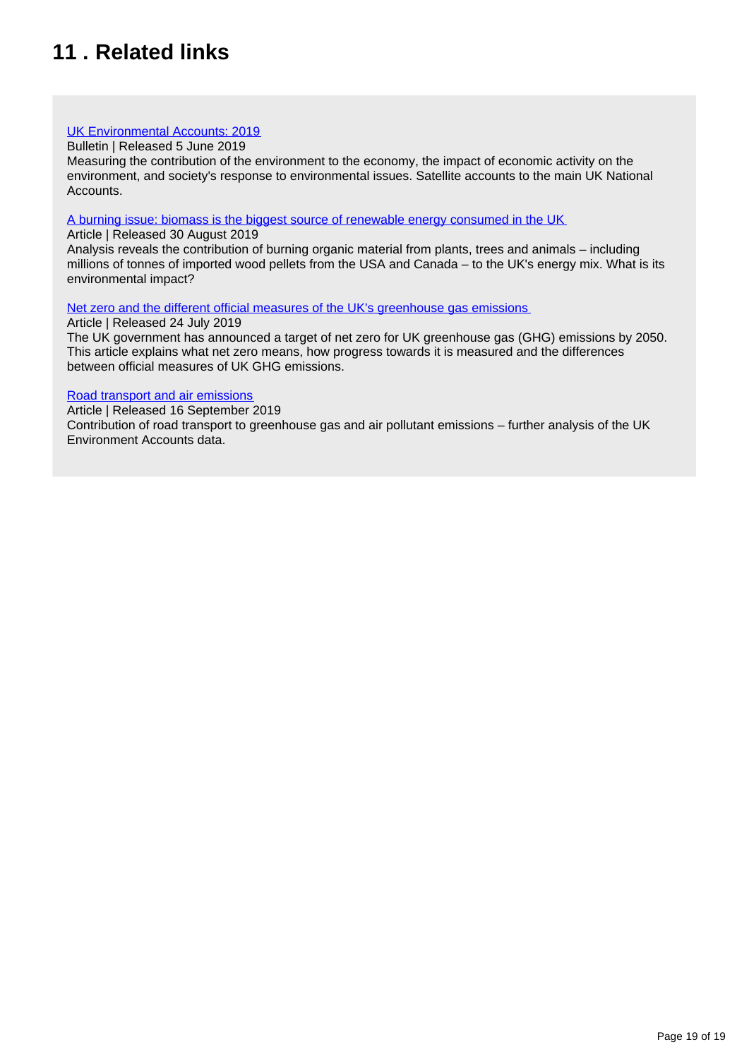## 11 . Related links

[UK Environmental Accounts: 2019]
Bulletin | Released 5 June 2019
Measuring the contribution of the environment to the economy, the impact of economic activity on the environment, and society's response to environmental issues. Satellite accounts to the main UK National Accounts.

[A burning issue: biomass is the biggest source of renewable energy consumed in the UK]
Article | Released 30 August 2019
Analysis reveals the contribution of burning organic material from plants, trees and animals – including millions of tonnes of imported wood pellets from the USA and Canada – to the UK's energy mix. What is its environmental impact?

[Net zero and the different official measures of the UK's greenhouse gas emissions]
Article | Released 24 July 2019
The UK government has announced a target of net zero for UK greenhouse gas (GHG) emissions by 2050. This article explains what net zero means, how progress towards it is measured and the differences between official measures of UK GHG emissions.

[Road transport and air emissions]
Article | Released 16 September 2019
Contribution of road transport to greenhouse gas and air pollutant emissions – further analysis of the UK Environment Accounts data.